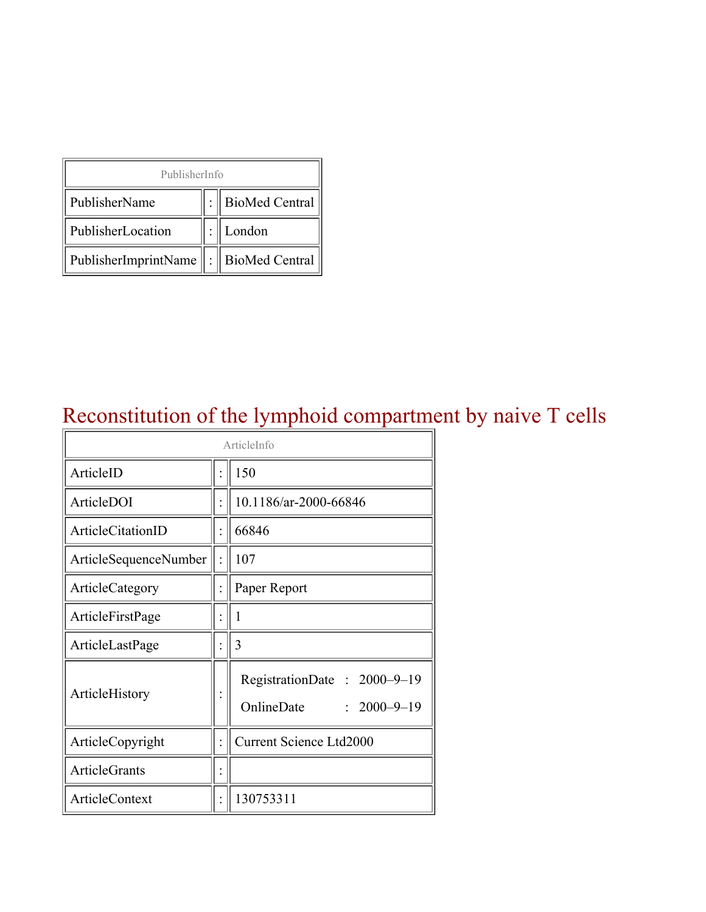| PublisherInfo | | |
|---|---|---|
| PublisherName | : | BioMed Central |
| PublisherLocation | : | London |
| PublisherImprintName | : | BioMed Central |

# Reconstitution of the lymphoid compartment by naive T cells

| ArticleInfo | | |
|---|---|---|
| ArticleID | : | 150 |
| ArticleDOI | : | 10.1186/ar-2000-66846 |
| ArticleCitationID | : | 66846 |
| ArticleSequenceNumber | : | 107 |
| ArticleCategory | : | Paper Report |
| ArticleFirstPage | : | 1 |
| ArticleLastPage | : | 3 |
| ArticleHistory | : | RegistrationDate : 2000–9–19<br>OnlineDate : 2000–9–19 |
| ArticleCopyright | : | Current Science Ltd2000 |
| ArticleGrants | : | |
| ArticleContext | : | 130753311 |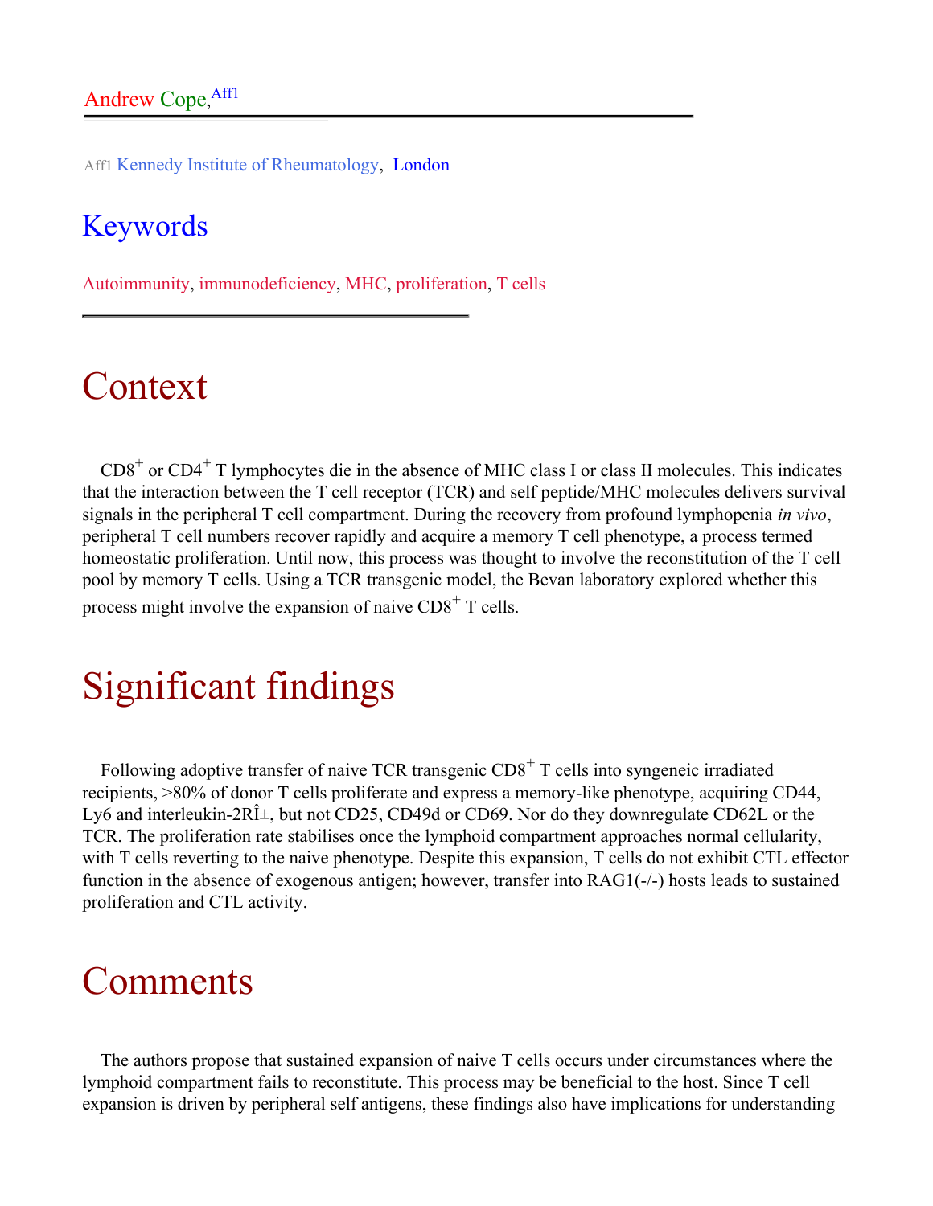Andrew Cope,[Aff1]

Aff1 Kennedy Institute of Rheumatology, London

## Keywords

Autoimmunity, immunodeficiency, MHC, proliferation, T cells

# Context

CD8$^+$ or CD4$^+$ T lymphocytes die in the absence of MHC class I or class II molecules. This indicates that the interaction between the T cell receptor (TCR) and self peptide/MHC molecules delivers survival signals in the peripheral T cell compartment. During the recovery from profound lymphopenia *in vivo*, peripheral T cell numbers recover rapidly and acquire a memory T cell phenotype, a process termed homeostatic proliferation. Until now, this process was thought to involve the reconstitution of the T cell pool by memory T cells. Using a TCR transgenic model, the Bevan laboratory explored whether this process might involve the expansion of naive CD8$^+$ T cells.

# Significant findings

Following adoptive transfer of naive TCR transgenic CD8$^+$ T cells into syngeneic irradiated recipients, >80% of donor T cells proliferate and express a memory-like phenotype, acquiring CD44, Ly6 and interleukin-2RÎ±, but not CD25, CD49d or CD69. Nor do they downregulate CD62L or the TCR. The proliferation rate stabilises once the lymphoid compartment approaches normal cellularity, with T cells reverting to the naive phenotype. Despite this expansion, T cells do not exhibit CTL effector function in the absence of exogenous antigen; however, transfer into RAG1(-/-) hosts leads to sustained proliferation and CTL activity.

# Comments

The authors propose that sustained expansion of naive T cells occurs under circumstances where the lymphoid compartment fails to reconstitute. This process may be beneficial to the host. Since T cell expansion is driven by peripheral self antigens, these findings also have implications for understanding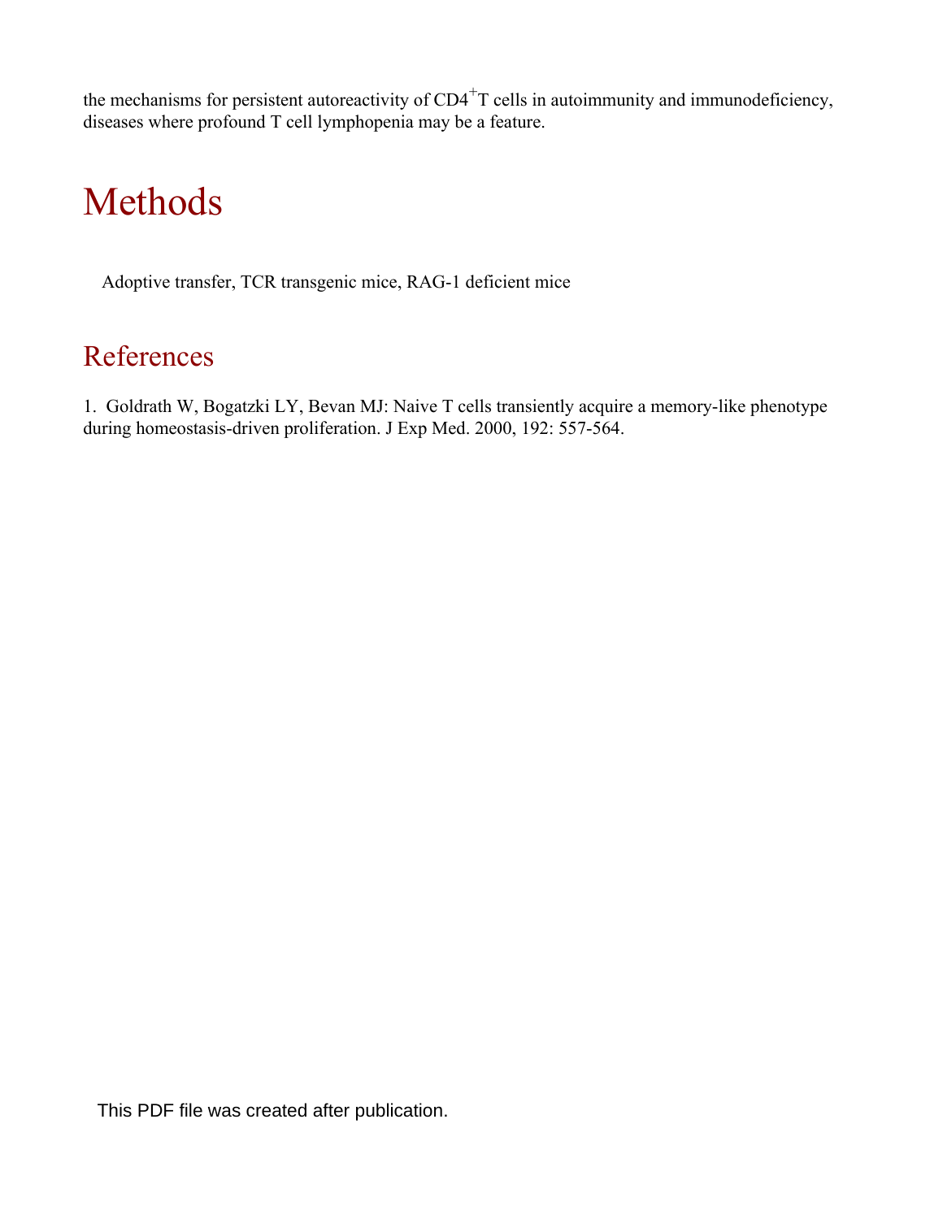the mechanisms for persistent autoreactivity of $CD4^+$T cells in autoimmunity and immunodeficiency, diseases where profound T cell lymphopenia may be a feature.

# Methods

Adoptive transfer, TCR transgenic mice, RAG-1 deficient mice

## References

1. Goldrath W, Bogatzki LY, Bevan MJ: Naive T cells transiently acquire a memory-like phenotype during homeostasis-driven proliferation. J Exp Med. 2000, 192: 557-564.

This PDF file was created after publication.